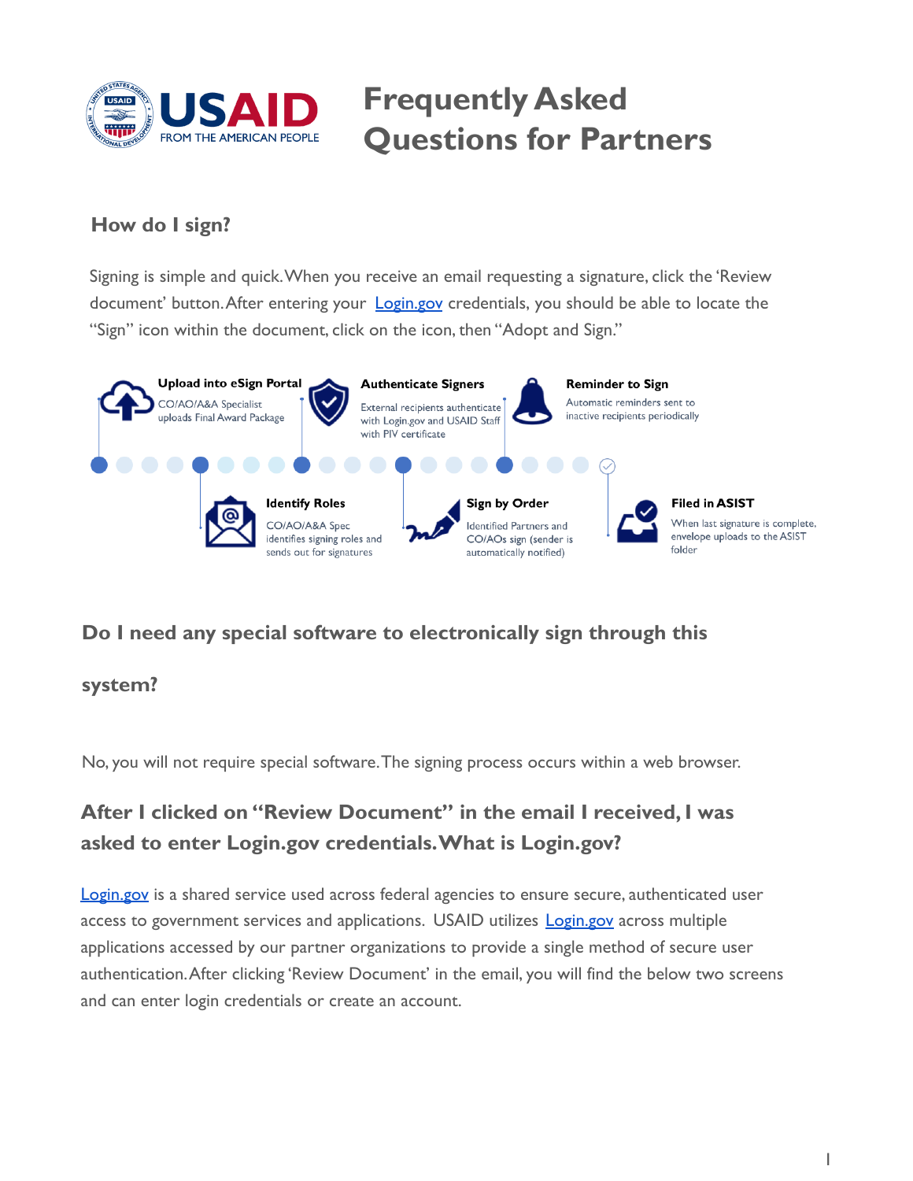# Frequently Asked Questions for Partners

## How do I sign?

Signing is simple and quick. When you receive an email requesting a signature, click the 'Review document' button. After entering your [Login.gov](https://login.gov) credentials, you should be able to locate the "Sign" icon within the document, click on the icon, then "Adopt and Sign."

**Upload into eSign Portal**
CO/AO/A&A Specialist uploads Final Award Package

**Identify Roles**
CO/AO/A&A Spec identifies signing roles and sends out for signatures

**Authenticate Signers**
External recipients authenticate with Login.gov and USAID Staff with PIV certificate

**Sign by Order**
Identified Partners and CO/AOs sign (sender is automatically notified)

**Reminder to Sign**
Automatic reminders sent to inactive recipients periodically

**Filed in ASIST**
When last signature is complete, envelope uploads to the ASIST folder

## Do I need any special software to electronically sign through this system?

No, you will not require special software. The signing process occurs within a web browser.

## After I clicked on "Review Document" in the email I received, I was asked to enter Login.gov credentials. What is Login.gov?

[Login.gov](https://login.gov) is a shared service used across federal agencies to ensure secure, authenticated user access to government services and applications. USAID utilizes [Login.gov](https://login.gov) across multiple applications accessed by our partner organizations to provide a single method of secure user authentication. After clicking 'Review Document' in the email, you will find the below two screens and can enter login credentials or create an account.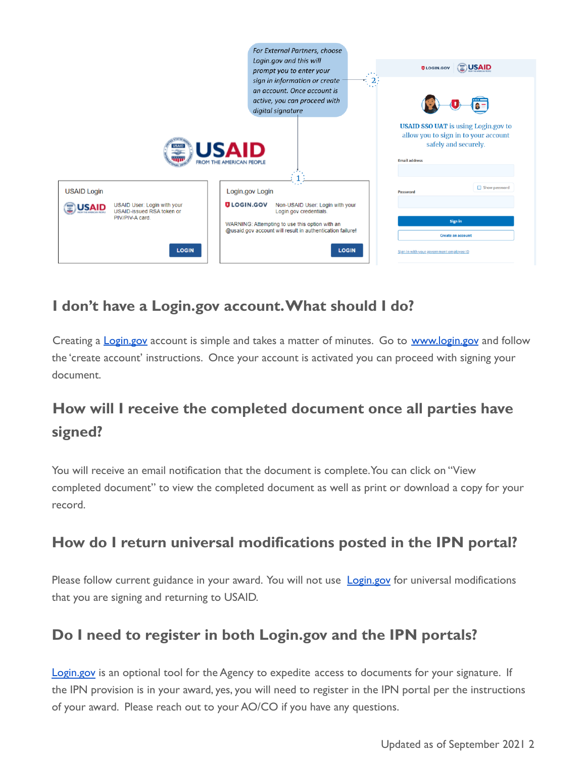For External Partners, choose Login.gov and this will prompt you to enter your sign in information or create an account. Once account is active, you can proceed with digital signature

USAID Login

USAID User: Login with your USAID-issued RSA token or PIV/PIV-A card.

LOGIN

Login.gov Login

Non-USAID User: Login with your Login.gov credentials.

WARNING: Attempting to use this option with an @usaid.gov account will result in authentication failure!

LOGIN

USAID SSO UAT is using Login.gov to allow you to sign in to your account safely and securely.

Email address

Password

Show password

Sign in

Create an account

Sign in with your government employee ID

## I don't have a Login.gov account. What should I do?

Creating a Login.gov account is simple and takes a matter of minutes. Go to www.login.gov and follow the 'create account' instructions. Once your account is activated you can proceed with signing your document.

## How will I receive the completed document once all parties have signed?

You will receive an email notification that the document is complete. You can click on "View completed document" to view the completed document as well as print or download a copy for your record.

## How do I return universal modifications posted in the IPN portal?

Please follow current guidance in your award. You will not use Login.gov for universal modifications that you are signing and returning to USAID.

## Do I need to register in both Login.gov and the IPN portals?

Login.gov is an optional tool for the Agency to expedite access to documents for your signature. If the IPN provision is in your award, yes, you will need to register in the IPN portal per the instructions of your award. Please reach out to your AO/CO if you have any questions.

Updated as of September 2021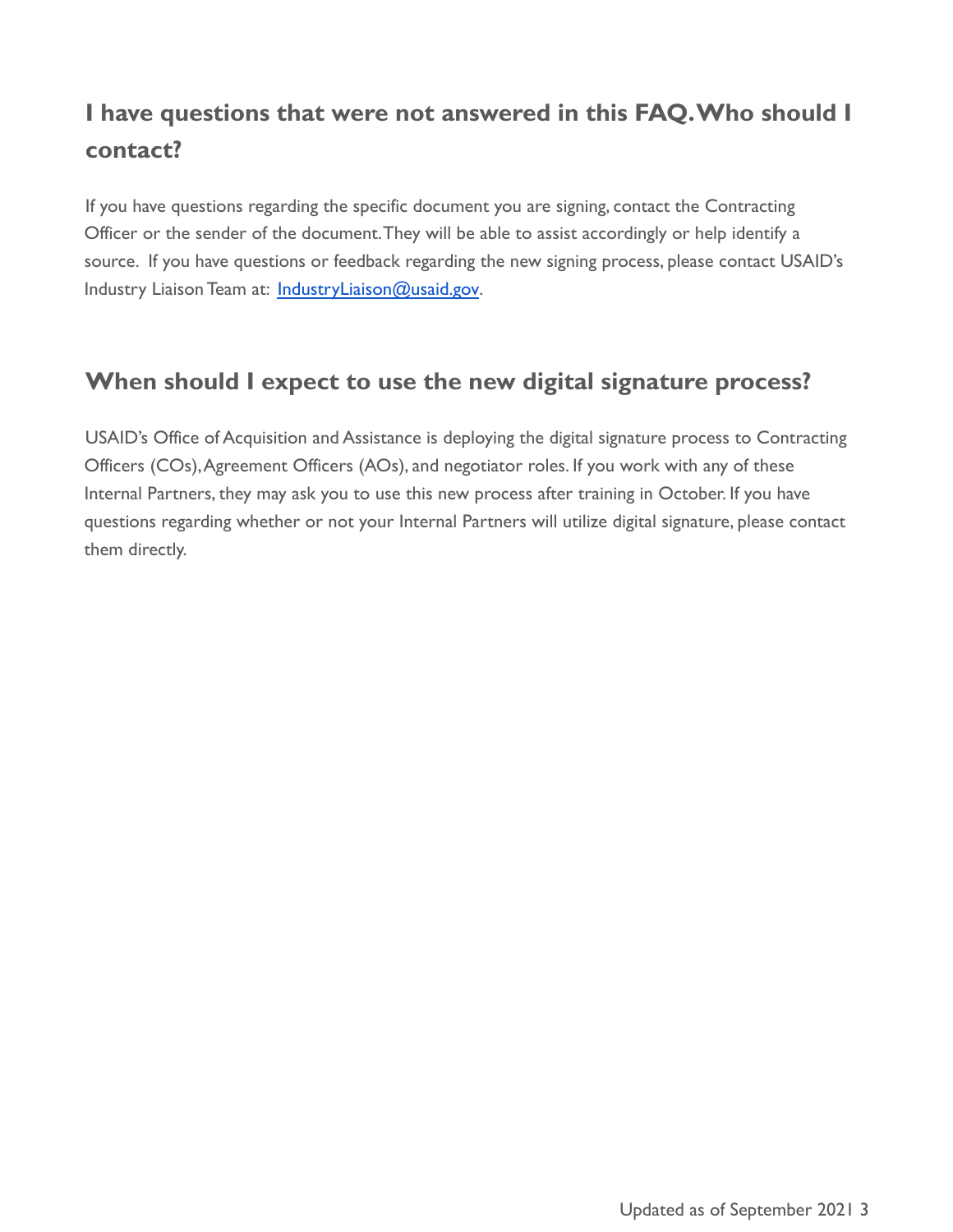## I have questions that were not answered in this FAQ. Who should I contact?

If you have questions regarding the specific document you are signing, contact the Contracting Officer or the sender of the document. They will be able to assist accordingly or help identify a source. If you have questions or feedback regarding the new signing process, please contact USAID's Industry Liaison Team at: [IndustryLiaison@usaid.gov](mailto:IndustryLiaison@usaid.gov).

## When should I expect to use the new digital signature process?

USAID's Office of Acquisition and Assistance is deploying the digital signature process to Contracting Officers (COs), Agreement Officers (AOs), and negotiator roles. If you work with any of these Internal Partners, they may ask you to use this new process after training in October. If you have questions regarding whether or not your Internal Partners will utilize digital signature, please contact them directly.

Updated as of September 2021